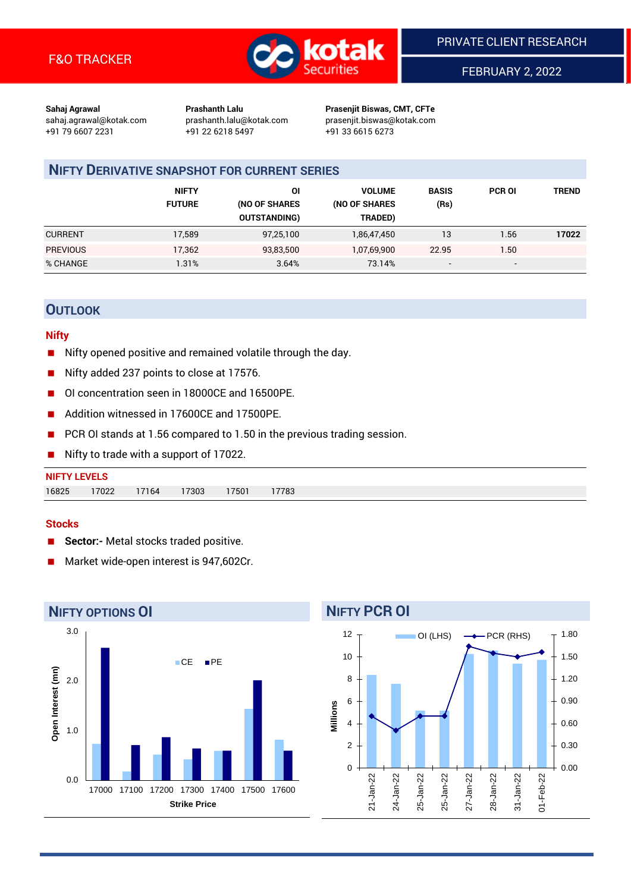F&O TRACKER

PRIVATE CLIENT RESEARCH

FEBRUARY 2, 2022

**Sahaj Agrawal**
sahaj.agrawal@kotak.com
+91 79 6607 2231

**Prashanth Lalu**
prashanth.lalu@kotak.com
+91 22 6218 5497

**Prasenjit Biswas, CMT, CFTe**
prasenjit.biswas@kotak.com
+91 33 6615 6273

## NIFTY DERIVATIVE SNAPSHOT FOR CURRENT SERIES

| | NIFTY FUTURE | OI (NO OF SHARES OUTSTANDING) | VOLUME (NO OF SHARES TRADED) | BASIS (Rs) | PCR OI | TREND |
|---|---|---|---|---|---|---|
| CURRENT | 17,589 | 97,25,100 | 1,86,47,450 | 13 | 1.56 | **17022** |
| PREVIOUS | 17,362 | 93,83,500 | 1,07,69,900 | 22.95 | 1.50 | |
| % CHANGE | 1.31% | 3.64% | 73.14% | - | - | |

## OUTLOOK

### Nifty

- Nifty opened positive and remained volatile through the day.
- Nifty added 237 points to close at 17576.
- OI concentration seen in 18000CE and 16500PE.
- Addition witnessed in 17600CE and 17500PE.
- PCR OI stands at 1.56 compared to 1.50 in the previous trading session.
- Nifty to trade with a support of 17022.

**NIFTY LEVELS**

| 16825 | 17022 | 17164 | 17303 | 17501 | 17783 |
|---|---|---|---|---|---|

### Stocks

- **Sector:-** Metal stocks traded positive.
- Market wide-open interest is 947,602Cr.

## NIFTY OPTIONS OI

## NIFTY PCR OI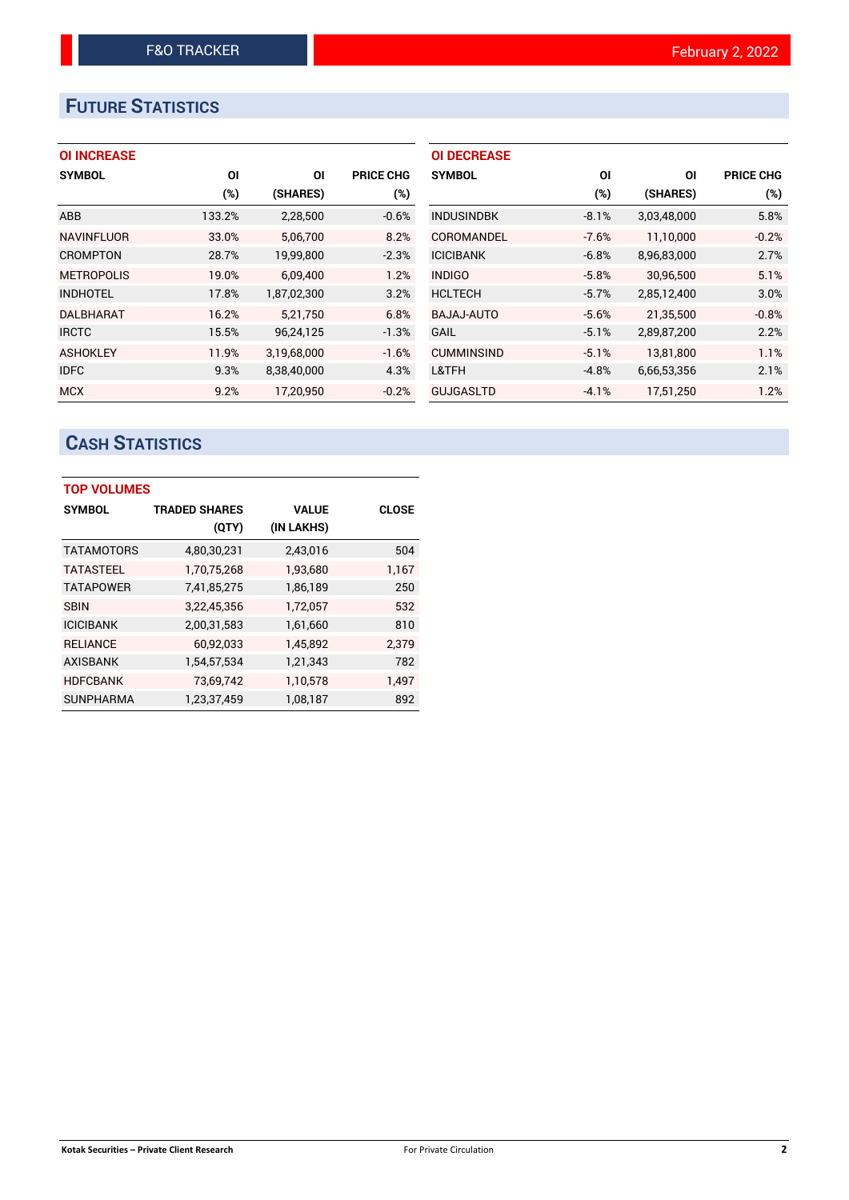## FUTURE STATISTICS

### OI INCREASE

| SYMBOL | OI (%) | OI (SHARES) | PRICE CHG (%) |
|---|---|---|---|
| ABB | 133.2% | 2,28,500 | -0.6% |
| NAVINFLUOR | 33.0% | 5,06,700 | 8.2% |
| CROMPTON | 28.7% | 19,99,800 | -2.3% |
| METROPOLIS | 19.0% | 6,09,400 | 1.2% |
| INDHOTEL | 17.8% | 1,87,02,300 | 3.2% |
| DALBHARAT | 16.2% | 5,21,750 | 6.8% |
| IRCTC | 15.5% | 96,24,125 | -1.3% |
| ASHOKLEY | 11.9% | 3,19,68,000 | -1.6% |
| IDFC | 9.3% | 8,38,40,000 | 4.3% |
| MCX | 9.2% | 17,20,950 | -0.2% |

### OI DECREASE

| SYMBOL | OI (%) | OI (SHARES) | PRICE CHG (%) |
|---|---|---|---|
| INDUSINDBK | -8.1% | 3,03,48,000 | 5.8% |
| COROMANDEL | -7.6% | 11,10,000 | -0.2% |
| ICICIBANK | -6.8% | 8,96,83,000 | 2.7% |
| INDIGO | -5.8% | 30,96,500 | 5.1% |
| HCLTECH | -5.7% | 2,85,12,400 | 3.0% |
| BAJAJ-AUTO | -5.6% | 21,35,500 | -0.8% |
| GAIL | -5.1% | 2,89,87,200 | 2.2% |
| CUMMINSIND | -5.1% | 13,81,800 | 1.1% |
| L&TFH | -4.8% | 6,66,53,356 | 2.1% |
| GUJGASLTD | -4.1% | 17,51,250 | 1.2% |

## CASH STATISTICS

### TOP VOLUMES

| SYMBOL | TRADED SHARES (QTY) | VALUE (IN LAKHS) | CLOSE |
|---|---|---|---|
| TATAMOTORS | 4,80,30,231 | 2,43,016 | 504 |
| TATASTEEL | 1,70,75,268 | 1,93,680 | 1,167 |
| TATAPOWER | 7,41,85,275 | 1,86,189 | 250 |
| SBIN | 3,22,45,356 | 1,72,057 | 532 |
| ICICIBANK | 2,00,31,583 | 1,61,660 | 810 |
| RELIANCE | 60,92,033 | 1,45,892 | 2,379 |
| AXISBANK | 1,54,57,534 | 1,21,343 | 782 |
| HDFCBANK | 73,69,742 | 1,10,578 | 1,497 |
| SUNPHARMA | 1,23,37,459 | 1,08,187 | 892 |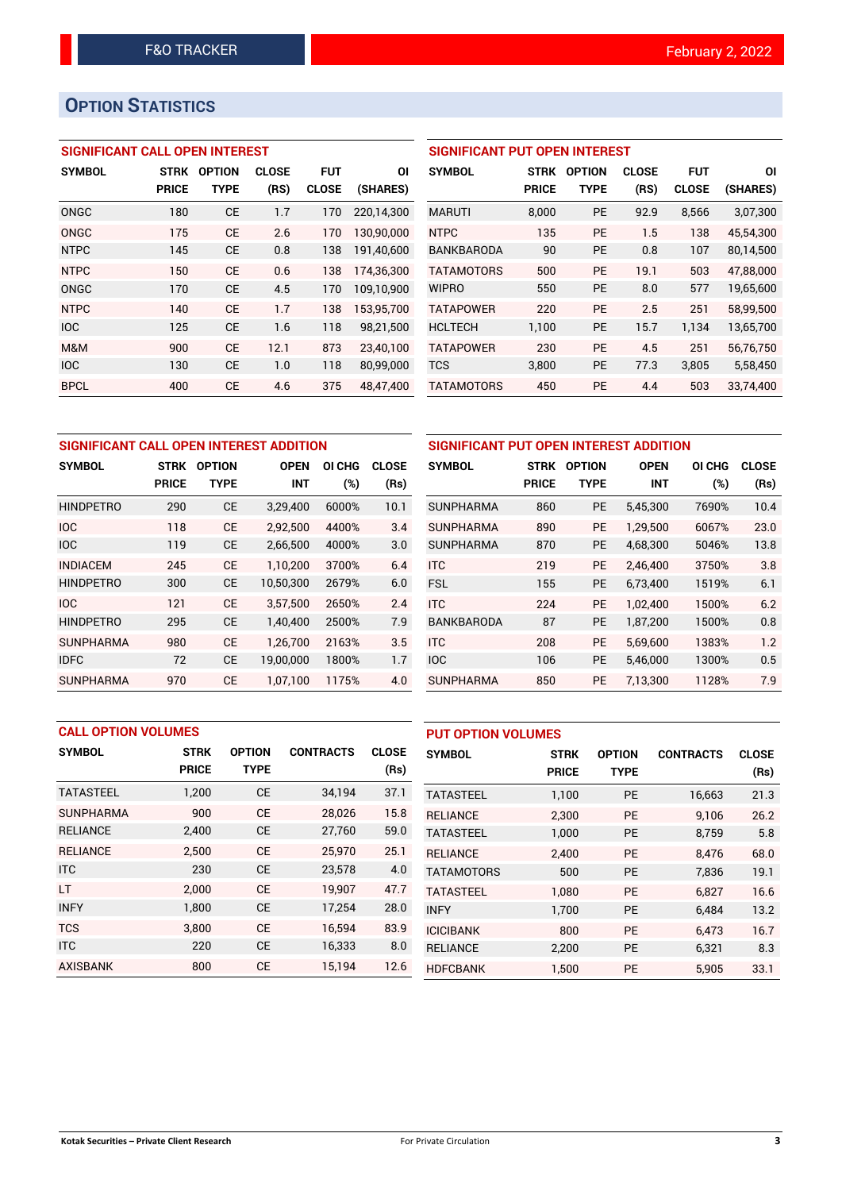## OPTION STATISTICS

### SIGNIFICANT CALL OPEN INTEREST

| SYMBOL | STRK PRICE | OPTION TYPE | CLOSE (RS) | FUT CLOSE | OI (SHARES) |
|---|---|---|---|---|---|
| ONGC | 180 | CE | 1.7 | 170 | 220,14,300 |
| ONGC | 175 | CE | 2.6 | 170 | 130,90,000 |
| NTPC | 145 | CE | 0.8 | 138 | 191,40,600 |
| NTPC | 150 | CE | 0.6 | 138 | 174,36,300 |
| ONGC | 170 | CE | 4.5 | 170 | 109,10,900 |
| NTPC | 140 | CE | 1.7 | 138 | 153,95,700 |
| IOC | 125 | CE | 1.6 | 118 | 98,21,500 |
| M&M | 900 | CE | 12.1 | 873 | 23,40,100 |
| IOC | 130 | CE | 1.0 | 118 | 80,99,000 |
| BPCL | 400 | CE | 4.6 | 375 | 48,47,400 |

### SIGNIFICANT PUT OPEN INTEREST

| SYMBOL | STRK PRICE | OPTION TYPE | CLOSE (RS) | FUT CLOSE | OI (SHARES) |
|---|---|---|---|---|---|
| MARUTI | 8,000 | PE | 92.9 | 8,566 | 3,07,300 |
| NTPC | 135 | PE | 1.5 | 138 | 45,54,300 |
| BANKBARODA | 90 | PE | 0.8 | 107 | 80,14,500 |
| TATAMOTORS | 500 | PE | 19.1 | 503 | 47,88,000 |
| WIPRO | 550 | PE | 8.0 | 577 | 19,65,600 |
| TATAPOWER | 220 | PE | 2.5 | 251 | 58,99,500 |
| HCLTECH | 1,100 | PE | 15.7 | 1,134 | 13,65,700 |
| TATAPOWER | 230 | PE | 4.5 | 251 | 56,76,750 |
| TCS | 3,800 | PE | 77.3 | 3,805 | 5,58,450 |
| TATAMOTORS | 450 | PE | 4.4 | 503 | 33,74,400 |

### SIGNIFICANT CALL OPEN INTEREST ADDITION

| SYMBOL | STRK PRICE | OPTION TYPE | OPEN INT | OI CHG (%) | CLOSE (Rs) |
|---|---|---|---|---|---|
| HINDPETRO | 290 | CE | 3,29,400 | 6000% | 10.1 |
| IOC | 118 | CE | 2,92,500 | 4400% | 3.4 |
| IOC | 119 | CE | 2,66,500 | 4000% | 3.0 |
| INDIACEM | 245 | CE | 1,10,200 | 3700% | 6.4 |
| HINDPETRO | 300 | CE | 10,50,300 | 2679% | 6.0 |
| IOC | 121 | CE | 3,57,500 | 2650% | 2.4 |
| HINDPETRO | 295 | CE | 1,40,400 | 2500% | 7.9 |
| SUNPHARMA | 980 | CE | 1,26,700 | 2163% | 3.5 |
| IDFC | 72 | CE | 19,00,000 | 1800% | 1.7 |
| SUNPHARMA | 970 | CE | 1,07,100 | 1175% | 4.0 |

### SIGNIFICANT PUT OPEN INTEREST ADDITION

| SYMBOL | STRK PRICE | OPTION TYPE | OPEN INT | OI CHG (%) | CLOSE (Rs) |
|---|---|---|---|---|---|
| SUNPHARMA | 860 | PE | 5,45,300 | 7690% | 10.4 |
| SUNPHARMA | 890 | PE | 1,29,500 | 6067% | 23.0 |
| SUNPHARMA | 870 | PE | 4,68,300 | 5046% | 13.8 |
| ITC | 219 | PE | 2,46,400 | 3750% | 3.8 |
| FSL | 155 | PE | 6,73,400 | 1519% | 6.1 |
| ITC | 224 | PE | 1,02,400 | 1500% | 6.2 |
| BANKBARODA | 87 | PE | 1,87,200 | 1500% | 0.8 |
| ITC | 208 | PE | 5,69,600 | 1383% | 1.2 |
| IOC | 106 | PE | 5,46,000 | 1300% | 0.5 |
| SUNPHARMA | 850 | PE | 7,13,300 | 1128% | 7.9 |

### CALL OPTION VOLUMES

| SYMBOL | STRK PRICE | OPTION TYPE | CONTRACTS | CLOSE (Rs) |
|---|---|---|---|---|
| TATASTEEL | 1,200 | CE | 34,194 | 37.1 |
| SUNPHARMA | 900 | CE | 28,026 | 15.8 |
| RELIANCE | 2,400 | CE | 27,760 | 59.0 |
| RELIANCE | 2,500 | CE | 25,970 | 25.1 |
| ITC | 230 | CE | 23,578 | 4.0 |
| LT | 2,000 | CE | 19,907 | 47.7 |
| INFY | 1,800 | CE | 17,254 | 28.0 |
| TCS | 3,800 | CE | 16,594 | 83.9 |
| ITC | 220 | CE | 16,333 | 8.0 |
| AXISBANK | 800 | CE | 15,194 | 12.6 |

### PUT OPTION VOLUMES

| SYMBOL | STRK PRICE | OPTION TYPE | CONTRACTS | CLOSE (Rs) |
|---|---|---|---|---|
| TATASTEEL | 1,100 | PE | 16,663 | 21.3 |
| RELIANCE | 2,300 | PE | 9,106 | 26.2 |
| TATASTEEL | 1,000 | PE | 8,759 | 5.8 |
| RELIANCE | 2,400 | PE | 8,476 | 68.0 |
| TATAMOTORS | 500 | PE | 7,836 | 19.1 |
| TATASTEEL | 1,080 | PE | 6,827 | 16.6 |
| INFY | 1,700 | PE | 6,484 | 13.2 |
| ICICIBANK | 800 | PE | 6,473 | 16.7 |
| RELIANCE | 2,200 | PE | 6,321 | 8.3 |
| HDFCBANK | 1,500 | PE | 5,905 | 33.1 |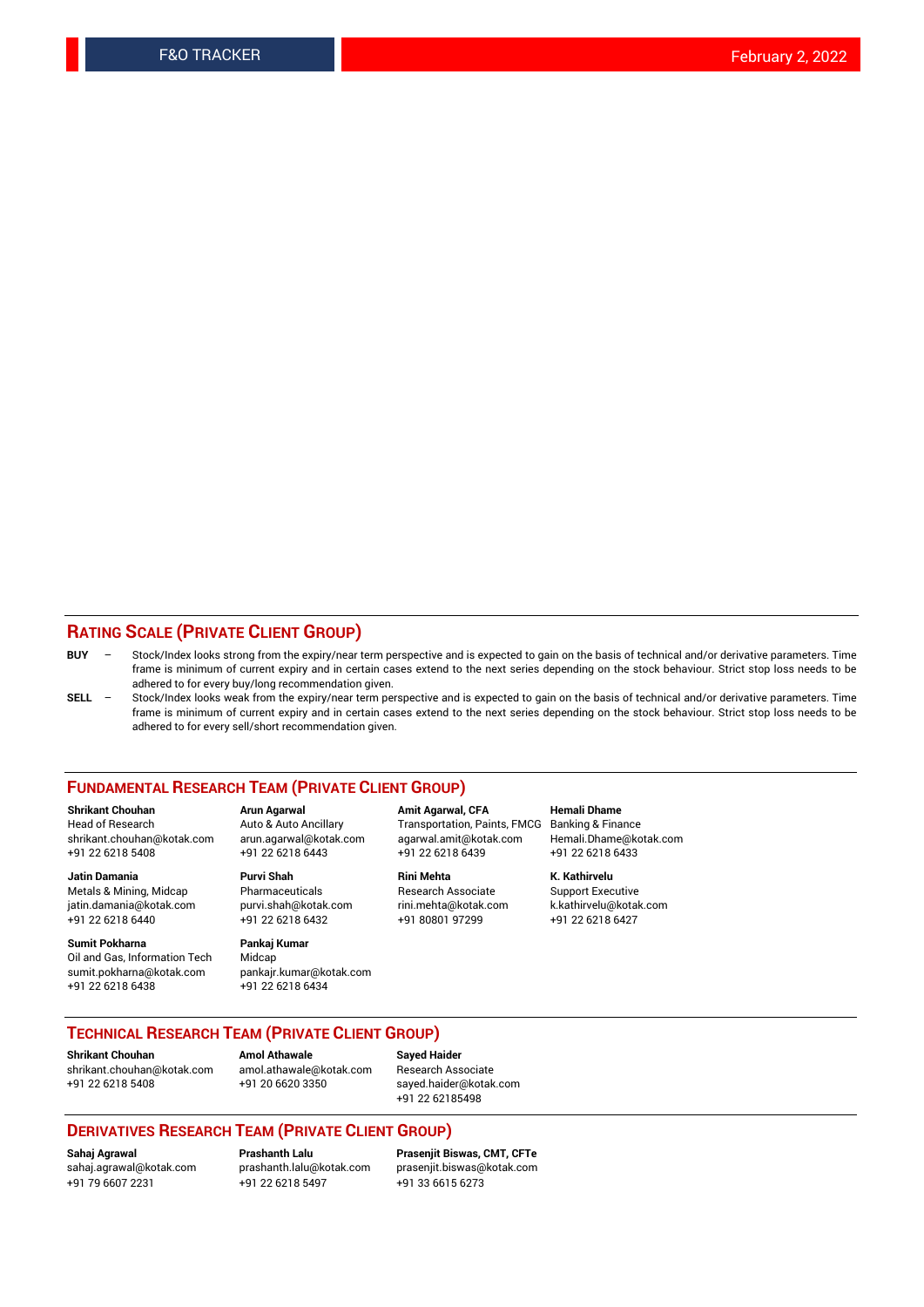## RATING SCALE (PRIVATE CLIENT GROUP)

**BUY** – Stock/Index looks strong from the expiry/near term perspective and is expected to gain on the basis of technical and/or derivative parameters. Time frame is minimum of current expiry and in certain cases extend to the next series depending on the stock behaviour. Strict stop loss needs to be adhered to for every buy/long recommendation given.

**SELL** – Stock/Index looks weak from the expiry/near term perspective and is expected to gain on the basis of technical and/or derivative parameters. Time frame is minimum of current expiry and in certain cases extend to the next series depending on the stock behaviour. Strict stop loss needs to be adhered to for every sell/short recommendation given.

## FUNDAMENTAL RESEARCH TEAM (PRIVATE CLIENT GROUP)

**Shrikant Chouhan**
Head of Research
shrikant.chouhan@kotak.com
+91 22 6218 5408

**Arun Agarwal**
Auto & Auto Ancillary
arun.agarwal@kotak.com
+91 22 6218 6443

**Amit Agarwal, CFA**
Transportation, Paints, FMCG
agarwal.amit@kotak.com
+91 22 6218 6439

**Hemali Dhame**
Banking & Finance
Hemali.Dhame@kotak.com
+91 22 6218 6433

**Jatin Damania**
Metals & Mining, Midcap
jatin.damania@kotak.com
+91 22 6218 6440

**Purvi Shah**
Pharmaceuticals
purvi.shah@kotak.com
+91 22 6218 6432

**Rini Mehta**
Research Associate
rini.mehta@kotak.com
+91 80801 97299

**K. Kathirvelu**
Support Executive
k.kathirvelu@kotak.com
+91 22 6218 6427

**Sumit Pokharna**
Oil and Gas, Information Tech
sumit.pokharna@kotak.com
+91 22 6218 6438

**Pankaj Kumar**
Midcap
pankajr.kumar@kotak.com
+91 22 6218 6434

## TECHNICAL RESEARCH TEAM (PRIVATE CLIENT GROUP)

**Shrikant Chouhan**
shrikant.chouhan@kotak.com
+91 22 6218 5408

**Amol Athawale**
amol.athawale@kotak.com
+91 20 6620 3350

**Sayed Haider**
Research Associate
sayed.haider@kotak.com
+91 22 62185498

## DERIVATIVES RESEARCH TEAM (PRIVATE CLIENT GROUP)

**Sahaj Agrawal**
sahaj.agrawal@kotak.com
+91 79 6607 2231

**Prashanth Lalu**
prashanth.lalu@kotak.com
+91 22 6218 5497

**Prasenjit Biswas, CMT, CFTe**
prasenjit.biswas@kotak.com
+91 33 6615 6273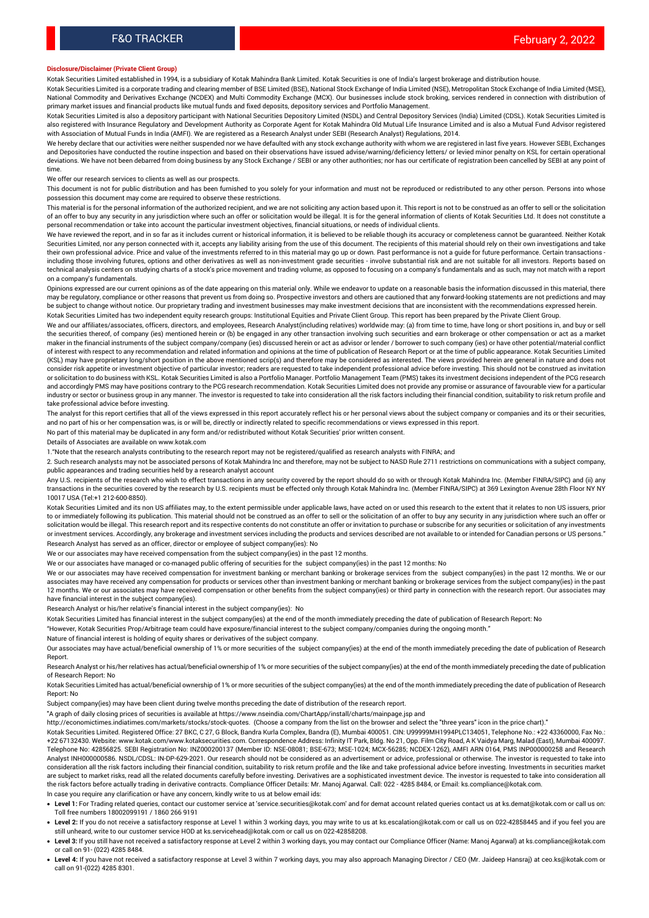#### Disclosure/Disclaimer (Private Client Group)

Kotak Securities Limited established in 1994, is a subsidiary of Kotak Mahindra Bank Limited. Kotak Securities is one of India's largest brokerage and distribution house.

Kotak Securities Limited is a corporate trading and clearing member of BSE Limited (BSE), National Stock Exchange of India Limited (NSE), Metropolitan Stock Exchange of India Limited (MSE), National Commodity and Derivatives Exchange (NCDEX) and Multi Commodity Exchange (MCX). Our businesses include stock broking, services rendered in connection with distribution of primary market issues and financial products like mutual funds and fixed deposits, depository services and Portfolio Management.

Kotak Securities Limited is also a depository participant with National Securities Depository Limited (NSDL) and Central Depository Services (India) Limited (CDSL). Kotak Securities Limited is also registered with Insurance Regulatory and Development Authority as Corporate Agent for Kotak Mahindra Old Mutual Life Insurance Limited and is also a Mutual Fund Advisor registered with Association of Mutual Funds in India (AMFI). We are registered as a Research Analyst under SEBI (Research Analyst) Regulations, 2014.

We hereby declare that our activities were neither suspended nor we have defaulted with any stock exchange authority with whom we are registered in last five years. However SEBI, Exchanges and Depositories have conducted the routine inspection and based on their observations have issued advise/warning/deficiency letters/ or levied minor penalty on KSL for certain operational deviations. We have not been debarred from doing business by any Stock Exchange / SEBI or any other authorities; nor has our certificate of registration been cancelled by SEBI at any point of time.

We offer our research services to clients as well as our prospects.

This document is not for public distribution and has been furnished to you solely for your information and must not be reproduced or redistributed to any other person. Persons into whose possession this document may come are required to observe these restrictions.

This material is for the personal information of the authorized recipient, and we are not soliciting any action based upon it. This report is not to be construed as an offer to sell or the solicitation of an offer to buy any security in any jurisdiction where such an offer or solicitation would be illegal. It is for the general information of clients of Kotak Securities Ltd. It does not constitute a personal recommendation or take into account the particular investment objectives, financial situations, or needs of individual clients.

We have reviewed the report, and in so far as it includes current or historical information, it is believed to be reliable though its accuracy or completeness cannot be guaranteed. Neither Kotak Securities Limited, nor any person connected with it, accepts any liability arising from the use of this document. The recipients of this material should rely on their own investigations and take their own professional advice. Price and value of the investments referred to in this material may go up or down. Past performance is not a guide for future performance. Certain transactions - including those involving futures, options and other derivatives as well as non-investment grade securities - involve substantial risk and are not suitable for all investors. Reports based on technical analysis centers on studying charts of a stock's price movement and trading volume, as opposed to focusing on a company's fundamentals and as such, may not match with a report on a company's fundamentals.

Opinions expressed are our current opinions as of the date appearing on this material only. While we endeavor to update on a reasonable basis the information discussed in this material, there may be regulatory, compliance or other reasons that prevent us from doing so. Prospective investors and others are cautioned that any forward-looking statements are not predictions and may be subject to change without notice. Our proprietary trading and investment businesses may make investment decisions that are inconsistent with the recommendations expressed herein.

Kotak Securities Limited has two independent equity research groups: Institutional Equities and Private Client Group. This report has been prepared by the Private Client Group.

We and our affiliates/associates, officers, directors, and employees, Research Analyst(including relatives) worldwide may: (a) from time to time, have long or short positions in, and buy or sell the securities thereof, of company (ies) mentioned herein or (b) be engaged in any other transaction involving such securities and earn brokerage or other compensation or act as a market maker in the financial instruments of the subject company/company (ies) discussed herein or act as advisor or lender / borrower to such company (ies) or have other potential/material conflict of interest with respect to any recommendation and related information and opinions at the time of publication of Research Report or at the time of public appearance. Kotak Securities Limited (KSL) may have proprietary long/short position in the above mentioned scrip(s) and therefore may be considered as interested. The views provided herein are general in nature and does not consider risk appetite or investment objective of particular investor; readers are requested to take independent professional advice before investing. This should not be construed as invitation or solicitation to do business with KSL. Kotak Securities Limited is also a Portfolio Manager. Portfolio Management Team (PMS) takes its investment decisions independent of the PCG research and accordingly PMS may have positions contrary to the PCG research recommendation. Kotak Securities Limited does not provide any promise or assurance of favourable view for a particular industry or sector or business group in any manner. The investor is requested to take into consideration all the risk factors including their financial condition, suitability to risk return profile and take professional advice before investing.

The analyst for this report certifies that all of the views expressed in this report accurately reflect his or her personal views about the subject company or companies and its or their securities, and no part of his or her compensation was, is or will be, directly or indirectly related to specific recommendations or views expressed in this report.

No part of this material may be duplicated in any form and/or redistributed without Kotak Securities' prior written consent.

Details of Associates are available on www.kotak.com

1."Note that the research analysts contributing to the research report may not be registered/qualified as research analysts with FINRA; and

2. Such research analysts may not be associated persons of Kotak Mahindra Inc and therefore, may not be subject to NASD Rule 2711 restrictions on communications with a subject company, public appearances and trading securities held by a research analyst account

Any U.S. recipients of the research who wish to effect transactions in any security covered by the report should do so with or through Kotak Mahindra Inc. (Member FINRA/SIPC) and (ii) any transactions in the securities covered by the research by U.S. recipients must be effected only through Kotak Mahindra Inc. (Member FINRA/SIPC) at 369 Lexington Avenue 28th Floor NY NY 10017 USA (Tel:+1 212-600-8850).

Kotak Securities Limited and its non US affiliates may, to the extent permissible under applicable laws, have acted on or used this research to the extent that it relates to non US issuers, prior to or immediately following its publication. This material should not be construed as an offer to sell or the solicitation of an offer to buy any security in any jurisdiction where such an offer or solicitation would be illegal. This research report and its respective contents do not constitute an offer or invitation to purchase or subscribe for any securities or solicitation of any investments or investment services. Accordingly, any brokerage and investment services including the products and services described are not available to or intended for Canadian persons or US persons."

Research Analyst has served as an officer, director or employee of subject company(ies): No

We or our associates may have received compensation from the subject company(ies) in the past 12 months.

We or our associates have managed or co-managed public offering of securities for the subject company(ies) in the past 12 months: No

We or our associates may have received compensation for investment banking or merchant banking or brokerage services from the subject company(ies) in the past 12 months. We or our associates may have received any compensation for products or services other than investment banking or merchant banking or brokerage services from the subject company(ies) in the past 12 months. We or our associates may have received compensation or other benefits from the subject company(ies) or third party in connection with the research report. Our associates may have financial interest in the subject company(ies).

Research Analyst or his/her relative's financial interest in the subject company(ies): No

Kotak Securities Limited has financial interest in the subject company(ies) at the end of the month immediately preceding the date of publication of Research Report: No

"However, Kotak Securities Prop/Arbitrage team could have exposure/financial interest to the subject company/companies during the ongoing month."

Nature of financial interest is holding of equity shares or derivatives of the subject company.

Our associates may have actual/beneficial ownership of 1% or more securities of the subject company(ies) at the end of the month immediately preceding the date of publication of Research Report.

Research Analyst or his/her relatives has actual/beneficial ownership of 1% or more securities of the subject company(ies) at the end of the month immediately preceding the date of publication of Research Report: No

Kotak Securities Limited has actual/beneficial ownership of 1% or more securities of the subject company(ies) at the end of the month immediately preceding the date of publication of Research Report: No

Subject company(ies) may have been client during twelve months preceding the date of distribution of the research report.

"A graph of daily closing prices of securities is available at https://www.nseindia.com/ChartApp/install/charts/mainpage.jsp and

http://economictimes.indiatimes.com/markets/stocks/stock-quotes. (Choose a company from the list on the browser and select the "three years" icon in the price chart)."

Kotak Securities Limited. Registered Office: 27 BKC, C 27, G Block, Bandra Kurla Complex, Bandra (E), Mumbai 400051. CIN: U99999MH1994PLC134051, Telephone No.: +22 43360000, Fax No.: +22 67132430. Website: www.kotak.com/www.kotaksecurities.com. Correspondence Address: Infinity IT Park, Bldg. No 21, Opp. Film City Road, A K Vaidya Marg, Malad (East), Mumbai 400097. Telephone No: 42856825. SEBI Registration No: INZ000200137 (Member ID: NSE-08081; BSE-673; MSE-1024; MCX-56285; NCDEX-1262), AMFI ARN 0164, PMS INP000000258 and Research Analyst INH000000586. NSDL/CDSL: IN-DP-629-2021. Our research should not be considered as an advertisement or advice, professional or otherwise. The investor is requested to take into consideration all the risk factors including their financial condition, suitability to risk return profile and the like and take professional advice before investing. Investments in securities market are subject to market risks, read all the related documents carefully before investing. Derivatives are a sophisticated investment device. The investor is requested to take into consideration all the risk factors before actually trading in derivative contracts. Compliance Officer Details: Mr. Manoj Agarwal. Call: 022 - 4285 8484, or Email: ks.compliance@kotak.com.

In case you require any clarification or have any concern, kindly write to us at below email ids:

- **Level 1:** For Trading related queries, contact our customer service at 'service.securities@kotak.com' and for demat account related queries contact us at ks.demat@kotak.com or call us on: Toll free numbers 18002099191 / 1860 266 9191
- **Level 2:** If you do not receive a satisfactory response at Level 1 within 3 working days, you may write to us at ks.escalation@kotak.com or call us on 022-42858445 and if you feel you are still unheard, write to our customer service HOD at ks.servicehead@kotak.com or call us on 022-42858208.
- **Level 3:** If you still have not received a satisfactory response at Level 2 within 3 working days, you may contact our Compliance Officer (Name: Manoj Agarwal) at ks.compliance@kotak.com or call on 91- (022) 4285 8484.
- **Level 4:** If you have not received a satisfactory response at Level 3 within 7 working days, you may also approach Managing Director / CEO (Mr. Jaideep Hansraj) at ceo.ks@kotak.com or call on 91-(022) 4285 8301.